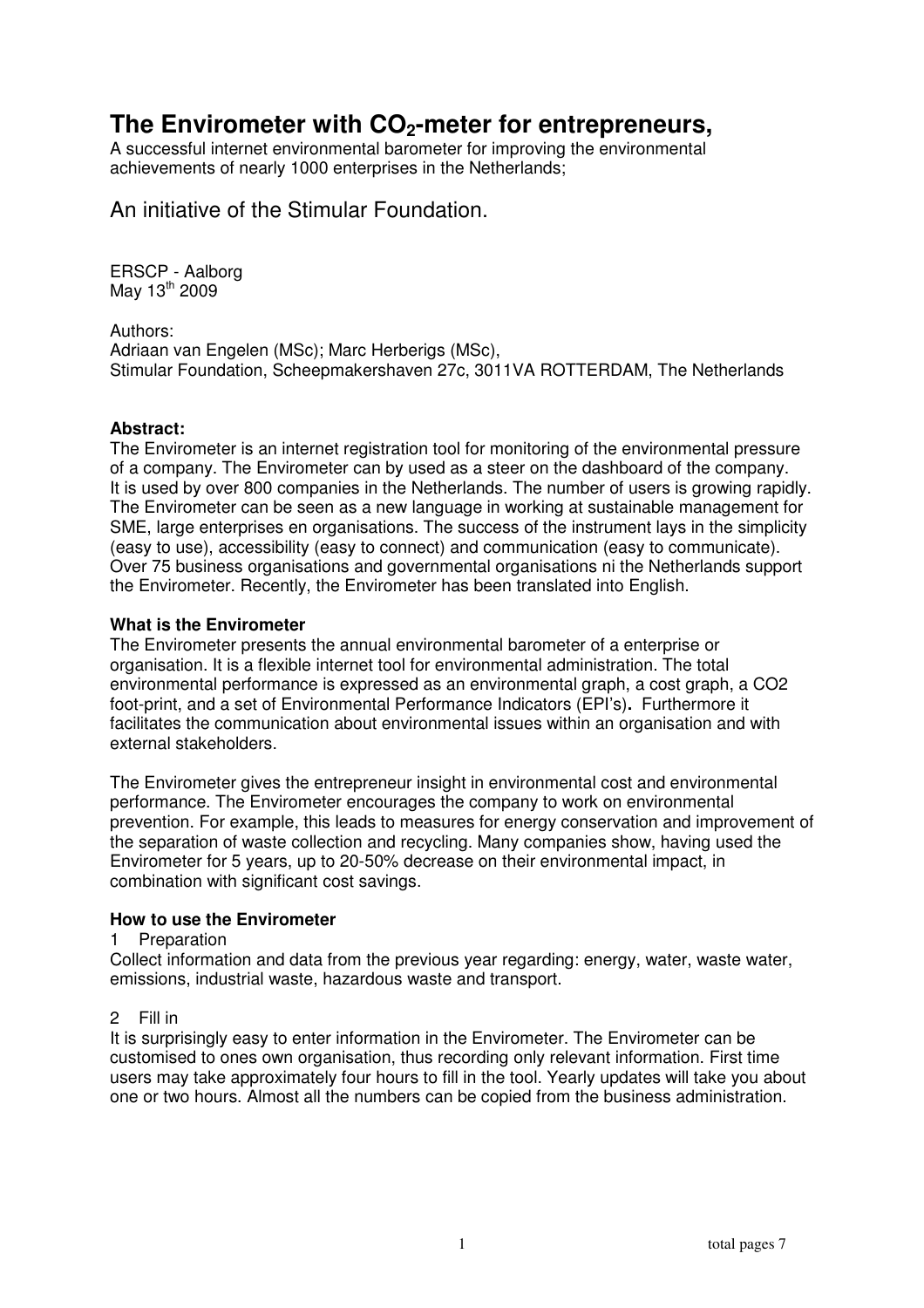# The Envirometer with $CO_2$-meter for entrepreneurs,

A successful internet environmental barometer for improving the environmental achievements of nearly 1000 enterprises in the Netherlands;

## An initiative of the Stimular Foundation.

ERSCP - Aalborg
May 13th 2009

Authors:
Adriaan van Engelen (MSc); Marc Herberigs (MSc),
Stimular Foundation, Scheepmakershaven 27c, 3011VA ROTTERDAM, The Netherlands

**Abstract:**

The Envirometer is an internet registration tool for monitoring of the environmental pressure of a company. The Envirometer can by used as a steer on the dashboard of the company. It is used by over 800 companies in the Netherlands. The number of users is growing rapidly. The Envirometer can be seen as a new language in working at sustainable management for SME, large enterprises en organisations. The success of the instrument lays in the simplicity (easy to use), accessibility (easy to connect) and communication (easy to communicate). Over 75 business organisations and governmental organisations ni the Netherlands support the Envirometer. Recently, the Envirometer has been translated into English.

**What is the Envirometer**

The Envirometer presents the annual environmental barometer of a enterprise or organisation. It is a flexible internet tool for environmental administration. The total environmental performance is expressed as an environmental graph, a cost graph, a CO2 foot-print, and a set of Environmental Performance Indicators (EPI's). Furthermore it facilitates the communication about environmental issues within an organisation and with external stakeholders.

The Envirometer gives the entrepreneur insight in environmental cost and environmental performance. The Envirometer encourages the company to work on environmental prevention. For example, this leads to measures for energy conservation and improvement of the separation of waste collection and recycling. Many companies show, having used the Envirometer for 5 years, up to 20-50% decrease on their environmental impact, in combination with significant cost savings.

**How to use the Envirometer**

1 Preparation

Collect information and data from the previous year regarding: energy, water, waste water, emissions, industrial waste, hazardous waste and transport.

2 Fill in

It is surprisingly easy to enter information in the Envirometer. The Envirometer can be customised to ones own organisation, thus recording only relevant information. First time users may take approximately four hours to fill in the tool. Yearly updates will take you about one or two hours. Almost all the numbers can be copied from the business administration.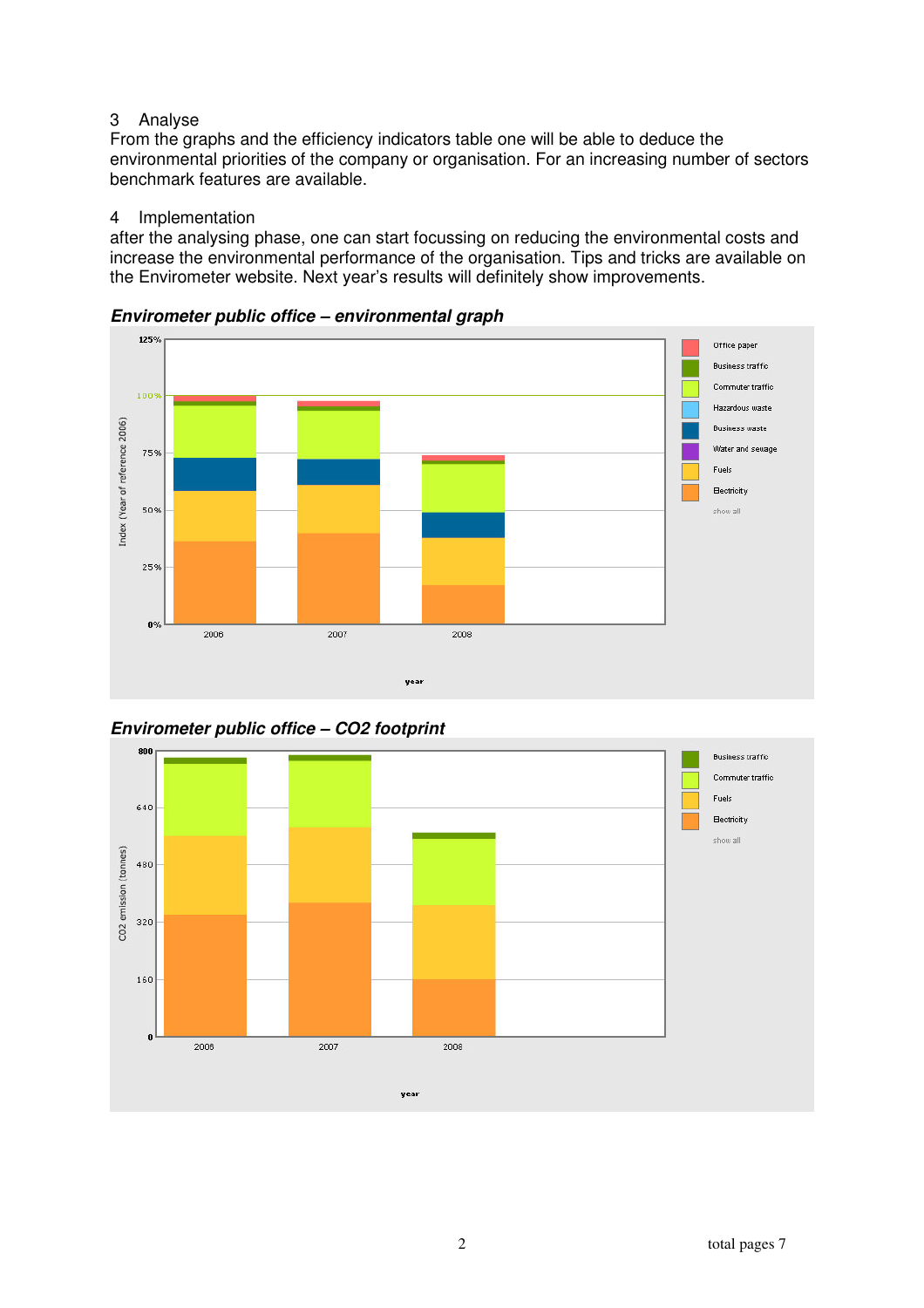## 3 Analyse

From the graphs and the efficiency indicators table one will be able to deduce the environmental priorities of the company or organisation. For an increasing number of sectors benchmark features are available.

## 4 Implementation

after the analysing phase, one can start focussing on reducing the environmental costs and increase the environmental performance of the organisation. Tips and tricks are available on the Envirometer website. Next year's results will definitely show improvements.

***Envirometer public office – environmental graph***

***Envirometer public office – CO2 footprint***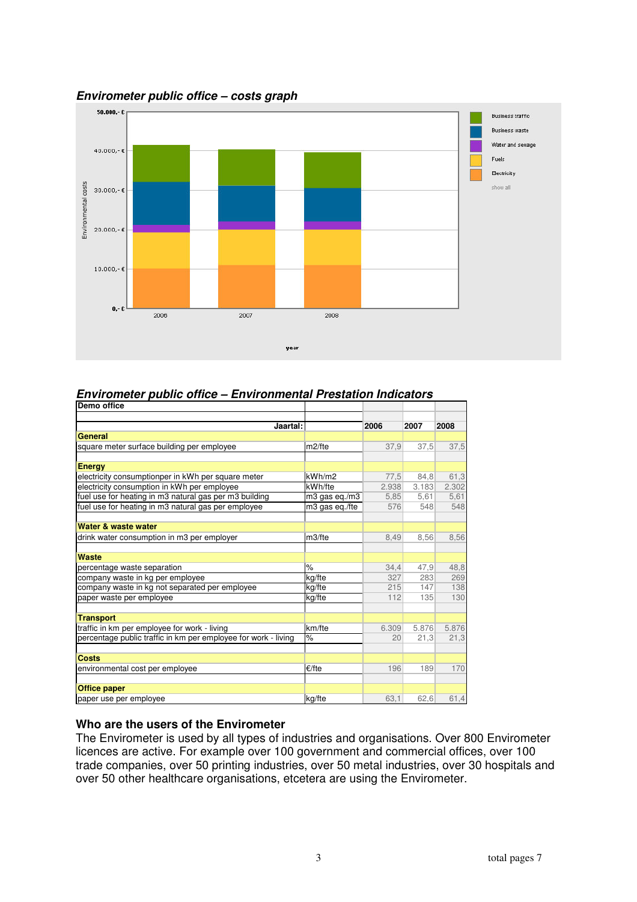***Envirometer public office – costs graph***

***Envirometer public office – Environmental Prestation Indicators***

| Demo office | | | | |
|---|---|---|---|---|
| Jaartal: | | 2006 | 2007 | 2008 |
| **General** | | | | |
| square meter surface building per employee | m2/fte | 37,9 | 37,5 | 37,5 |
| **Energy** | | | | |
| electricity consumptionper in kWh per square meter | kWh/m2 | 77,5 | 84,8 | 61,3 |
| electricity consumption in kWh per employee | kWh/fte | 2.938 | 3.183 | 2.302 |
| fuel use for heating in m3 natural gas per m3 building | m3 gas eq./m3 | 5,85 | 5,61 | 5,61 |
| fuel use for heating in m3 natural gas per employee | m3 gas eq./fte | 576 | 548 | 548 |
| **Water & waste water** | | | | |
| drink water consumption in m3 per employer | m3/fte | 8,49 | 8,56 | 8,56 |
| **Waste** | | | | |
| percentage waste separation | % | 34,4 | 47,9 | 48,8 |
| company waste in kg per employee | kg/fte | 327 | 283 | 269 |
| company waste in kg not separated per employee | kg/fte | 215 | 147 | 138 |
| paper waste per employee | kg/fte | 112 | 135 | 130 |
| **Transport** | | | | |
| traffic in km per employee for work - living | km/fte | 6.309 | 5.876 | 5.876 |
| percentage public traffic in km per employee for work - living | % | 20 | 21,3 | 21,3 |
| **Costs** | | | | |
| environmental cost per employee | €/fte | 196 | 189 | 170 |
| **Office paper** | | | | |
| paper use per employee | kg/fte | 63,1 | 62,6 | 61,4 |

**Who are the users of the Envirometer**

The Envirometer is used by all types of industries and organisations. Over 800 Envirometer licences are active. For example over 100 government and commercial offices, over 100 trade companies, over 50 printing industries, over 50 metal industries, over 30 hospitals and over 50 other healthcare organisations, etcetera are using the Envirometer.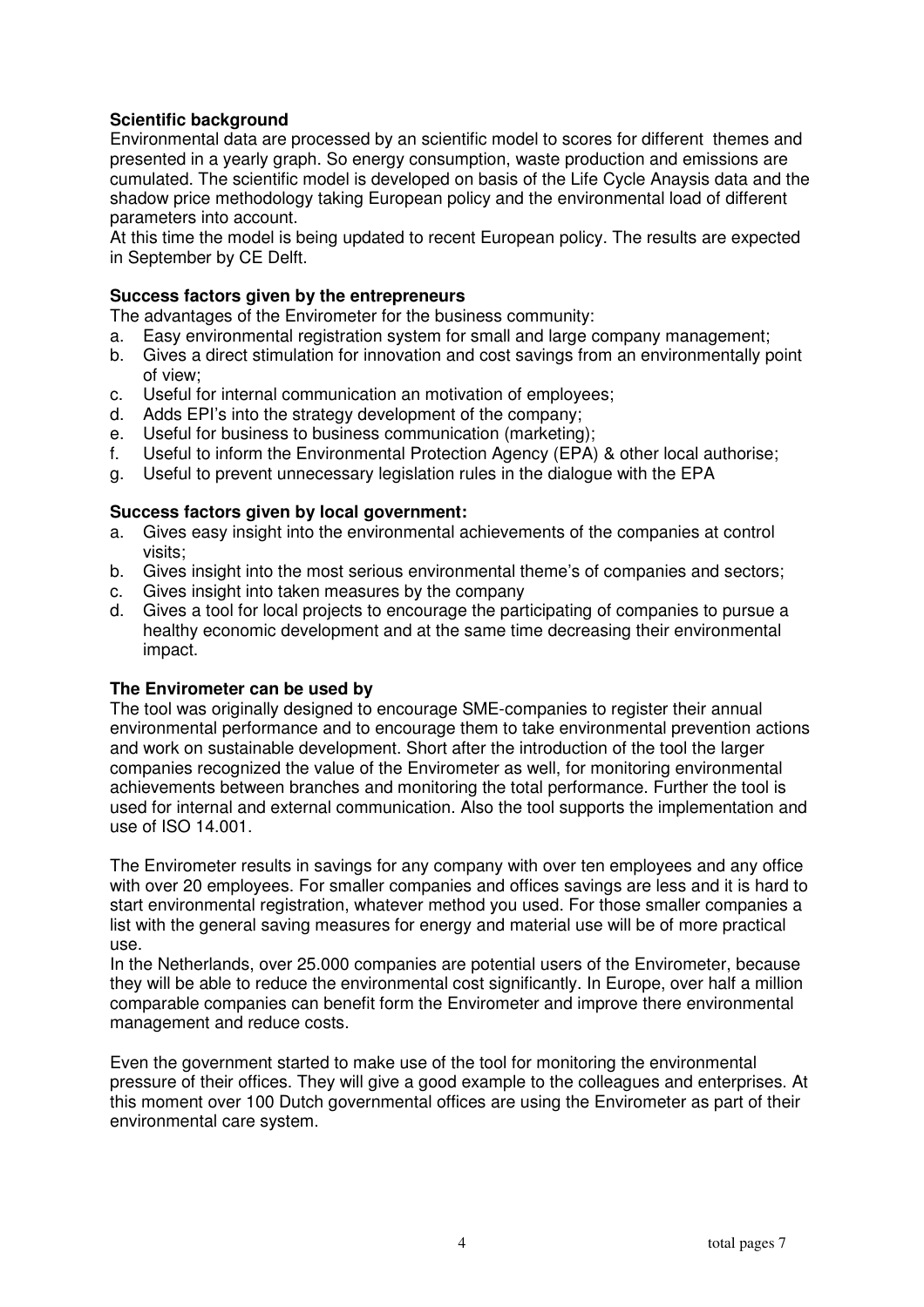**Scientific background**

Environmental data are processed by an scientific model to scores for different themes and presented in a yearly graph. So energy consumption, waste production and emissions are cumulated. The scientific model is developed on basis of the Life Cycle Anaysis data and the shadow price methodology taking European policy and the environmental load of different parameters into account.

At this time the model is being updated to recent European policy. The results are expected in September by CE Delft.

**Success factors given by the entrepreneurs**

The advantages of the Envirometer for the business community:

a. Easy environmental registration system for small and large company management;
b. Gives a direct stimulation for innovation and cost savings from an environmentally point of view;
c. Useful for internal communication an motivation of employees;
d. Adds EPI's into the strategy development of the company;
e. Useful for business to business communication (marketing);
f. Useful to inform the Environmental Protection Agency (EPA) & other local authorise;
g. Useful to prevent unnecessary legislation rules in the dialogue with the EPA

**Success factors given by local government:**

a. Gives easy insight into the environmental achievements of the companies at control visits;
b. Gives insight into the most serious environmental theme's of companies and sectors;
c. Gives insight into taken measures by the company
d. Gives a tool for local projects to encourage the participating of companies to pursue a healthy economic development and at the same time decreasing their environmental impact.

**The Envirometer can be used by**

The tool was originally designed to encourage SME-companies to register their annual environmental performance and to encourage them to take environmental prevention actions and work on sustainable development. Short after the introduction of the tool the larger companies recognized the value of the Envirometer as well, for monitoring environmental achievements between branches and monitoring the total performance. Further the tool is used for internal and external communication. Also the tool supports the implementation and use of ISO 14.001.

The Envirometer results in savings for any company with over ten employees and any office with over 20 employees. For smaller companies and offices savings are less and it is hard to start environmental registration, whatever method you used. For those smaller companies a list with the general saving measures for energy and material use will be of more practical use.

In the Netherlands, over 25.000 companies are potential users of the Envirometer, because they will be able to reduce the environmental cost significantly. In Europe, over half a million comparable companies can benefit form the Envirometer and improve there environmental management and reduce costs.

Even the government started to make use of the tool for monitoring the environmental pressure of their offices. They will give a good example to the colleagues and enterprises. At this moment over 100 Dutch governmental offices are using the Envirometer as part of their environmental care system.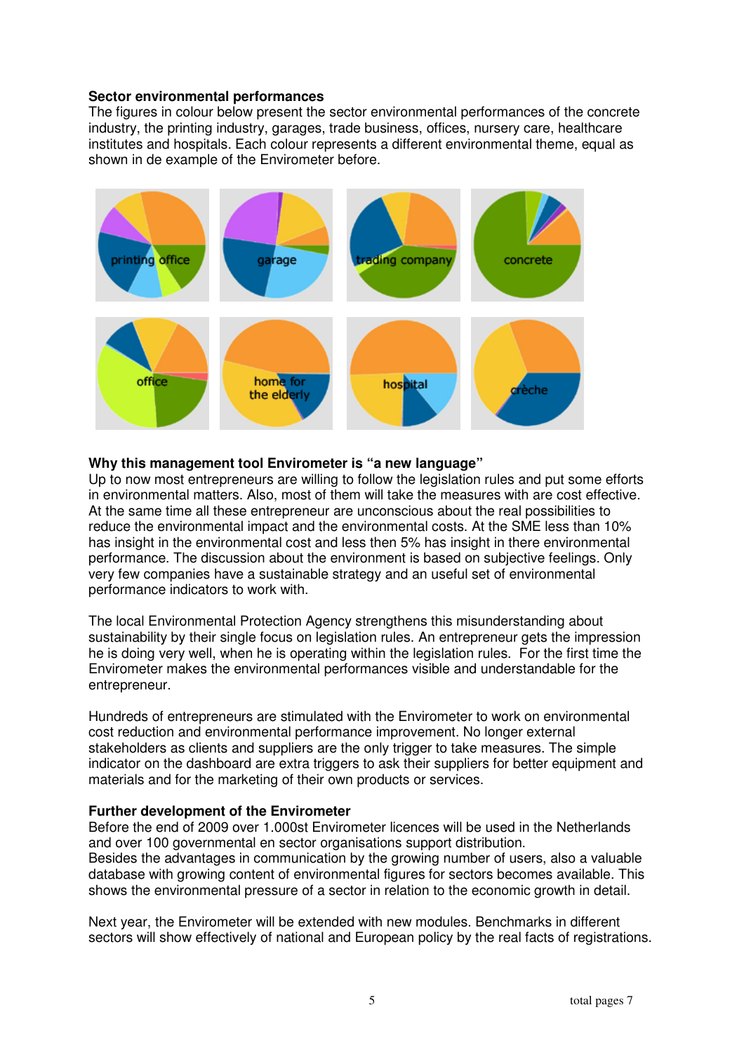**Sector environmental performances**

The figures in colour below present the sector environmental performances of the concrete industry, the printing industry, garages, trade business, offices, nursery care, healthcare institutes and hospitals. Each colour represents a different environmental theme, equal as shown in de example of the Envirometer before.

printing office | garage | trading company | concrete

office | home for the elderly | hospital | crèche

**Why this management tool Envirometer is "a new language"**

Up to now most entrepreneurs are willing to follow the legislation rules and put some efforts in environmental matters. Also, most of them will take the measures with are cost effective. At the same time all these entrepreneur are unconscious about the real possibilities to reduce the environmental impact and the environmental costs. At the SME less than 10% has insight in the environmental cost and less then 5% has insight in there environmental performance. The discussion about the environment is based on subjective feelings. Only very few companies have a sustainable strategy and an useful set of environmental performance indicators to work with.

The local Environmental Protection Agency strengthens this misunderstanding about sustainability by their single focus on legislation rules. An entrepreneur gets the impression he is doing very well, when he is operating within the legislation rules. For the first time the Envirometer makes the environmental performances visible and understandable for the entrepreneur.

Hundreds of entrepreneurs are stimulated with the Envirometer to work on environmental cost reduction and environmental performance improvement. No longer external stakeholders as clients and suppliers are the only trigger to take measures. The simple indicator on the dashboard are extra triggers to ask their suppliers for better equipment and materials and for the marketing of their own products or services.

**Further development of the Envirometer**

Before the end of 2009 over 1.000st Envirometer licences will be used in the Netherlands and over 100 governmental en sector organisations support distribution.
Besides the advantages in communication by the growing number of users, also a valuable database with growing content of environmental figures for sectors becomes available. This shows the environmental pressure of a sector in relation to the economic growth in detail.

Next year, the Envirometer will be extended with new modules. Benchmarks in different sectors will show effectively of national and European policy by the real facts of registrations.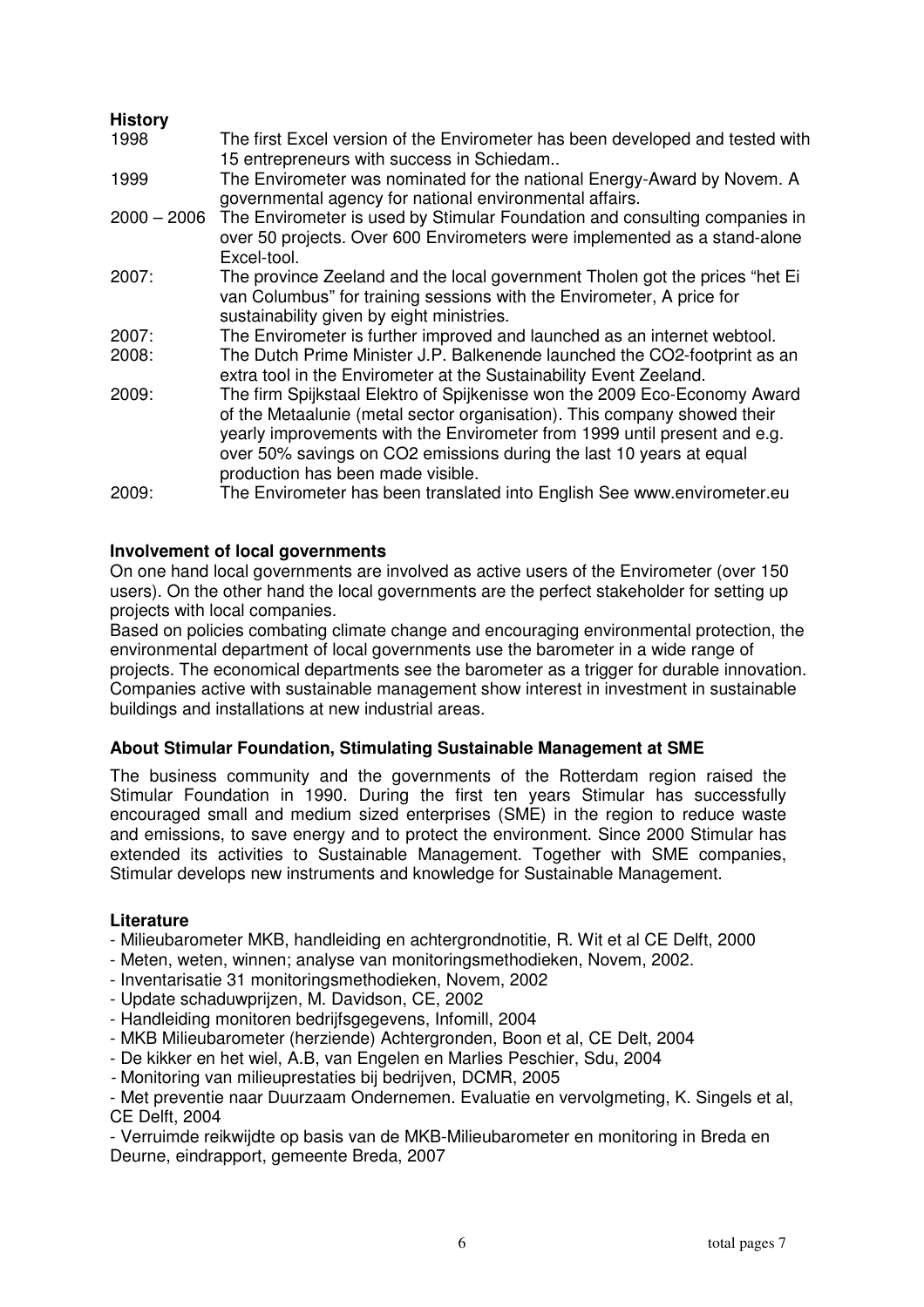**History**

| | |
|---|---|
| 1998 | The first Excel version of the Envirometer has been developed and tested with 15 entrepreneurs with success in Schiedam.. |
| 1999 | The Envirometer was nominated for the national Energy-Award by Novem. A governmental agency for national environmental affairs. |
| 2000 – 2006 | The Envirometer is used by Stimular Foundation and consulting companies in over 50 projects. Over 600 Envirometers were implemented as a stand-alone Excel-tool. |
| 2007: | The province Zeeland and the local government Tholen got the prices "het Ei van Columbus" for training sessions with the Envirometer, A price for sustainability given by eight ministries. |
| 2007: | The Envirometer is further improved and launched as an internet webtool. |
| 2008: | The Dutch Prime Minister J.P. Balkenende launched the CO2-footprint as an extra tool in the Envirometer at the Sustainability Event Zeeland. |
| 2009: | The firm Spijkstaal Elektro of Spijkenisse won the 2009 Eco-Economy Award of the Metaalunie (metal sector organisation). This company showed their yearly improvements with the Envirometer from 1999 until present and e.g. over 50% savings on CO2 emissions during the last 10 years at equal production has been made visible. |
| 2009: | The Envirometer has been translated into English See www.envirometer.eu |

**Involvement of local governments**

On one hand local governments are involved as active users of the Envirometer (over 150 users). On the other hand the local governments are the perfect stakeholder for setting up projects with local companies.

Based on policies combating climate change and encouraging environmental protection, the environmental department of local governments use the barometer in a wide range of projects. The economical departments see the barometer as a trigger for durable innovation. Companies active with sustainable management show interest in investment in sustainable buildings and installations at new industrial areas.

**About Stimular Foundation, Stimulating Sustainable Management at SME**

The business community and the governments of the Rotterdam region raised the Stimular Foundation in 1990. During the first ten years Stimular has successfully encouraged small and medium sized enterprises (SME) in the region to reduce waste and emissions, to save energy and to protect the environment. Since 2000 Stimular has extended its activities to Sustainable Management. Together with SME companies, Stimular develops new instruments and knowledge for Sustainable Management.

**Literature**

- Milieubarometer MKB, handleiding en achtergrondnotitie, R. Wit et al CE Delft, 2000
- Meten, weten, winnen; analyse van monitoringsmethodieken, Novem, 2002.
- Inventarisatie 31 monitoringsmethodieken, Novem, 2002
- Update schaduwprijzen, M. Davidson, CE, 2002
- Handleiding monitoren bedrijfsgegevens, Infomill, 2004
- MKB Milieubarometer (herziende) Achtergronden, Boon et al, CE Delt, 2004
- De kikker en het wiel, A.B, van Engelen en Marlies Peschier, Sdu, 2004
- Monitoring van milieuprestaties bij bedrijven, DCMR, 2005
- Met preventie naar Duurzaam Ondernemen. Evaluatie en vervolgmeting, K. Singels et al, CE Delft, 2004
- Verruimde reikwijdte op basis van de MKB-Milieubarometer en monitoring in Breda en Deurne, eindrapport, gemeente Breda, 2007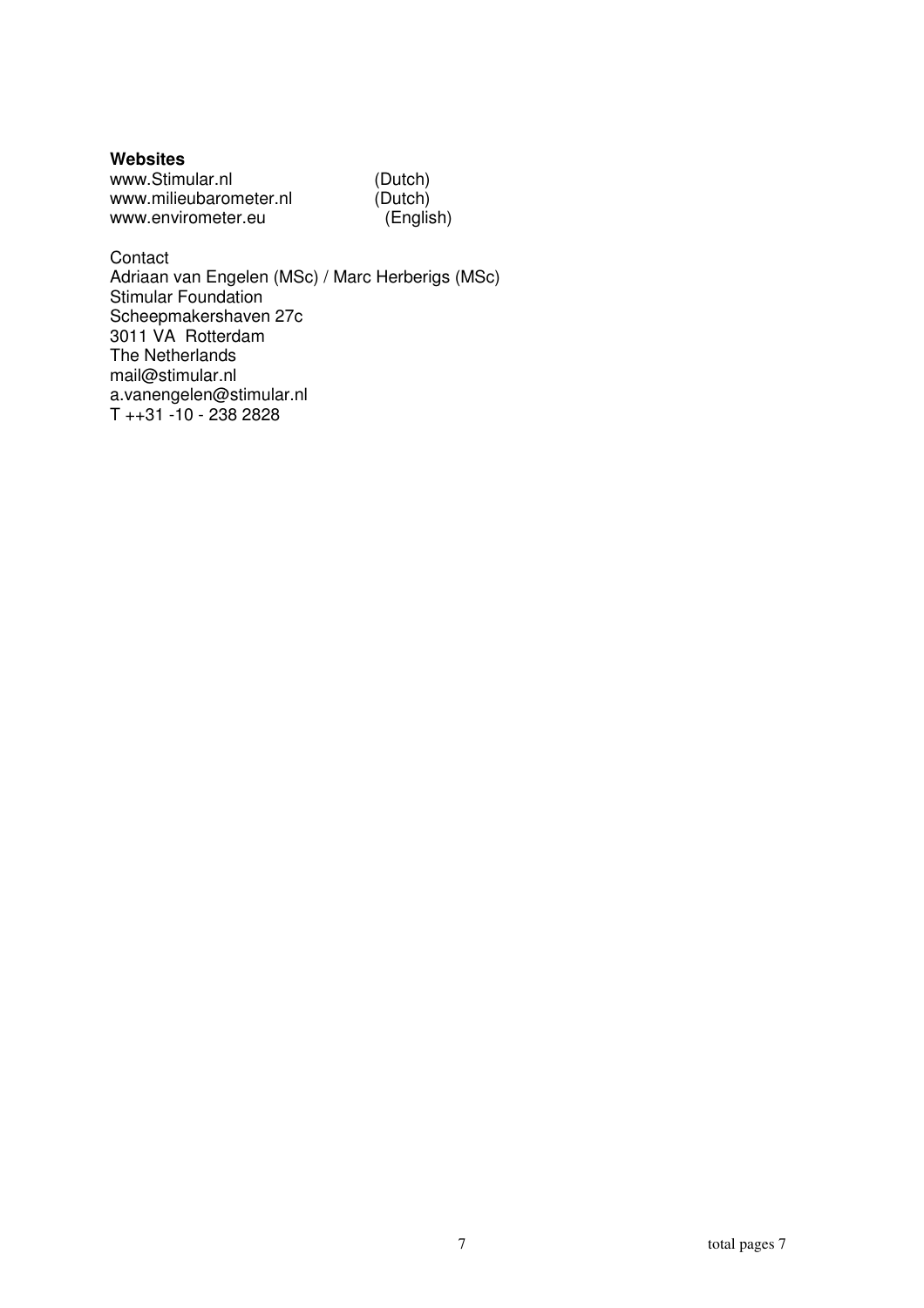**Websites**

www.Stimular.nl (Dutch)
www.milieubarometer.nl (Dutch)
www.envirometer.eu (English)

Contact
Adriaan van Engelen (MSc) / Marc Herberigs (MSc)
Stimular Foundation
Scheepmakershaven 27c
3011 VA Rotterdam
The Netherlands
mail@stimular.nl
a.vanengelen@stimular.nl
T ++31 -10 - 238 2828